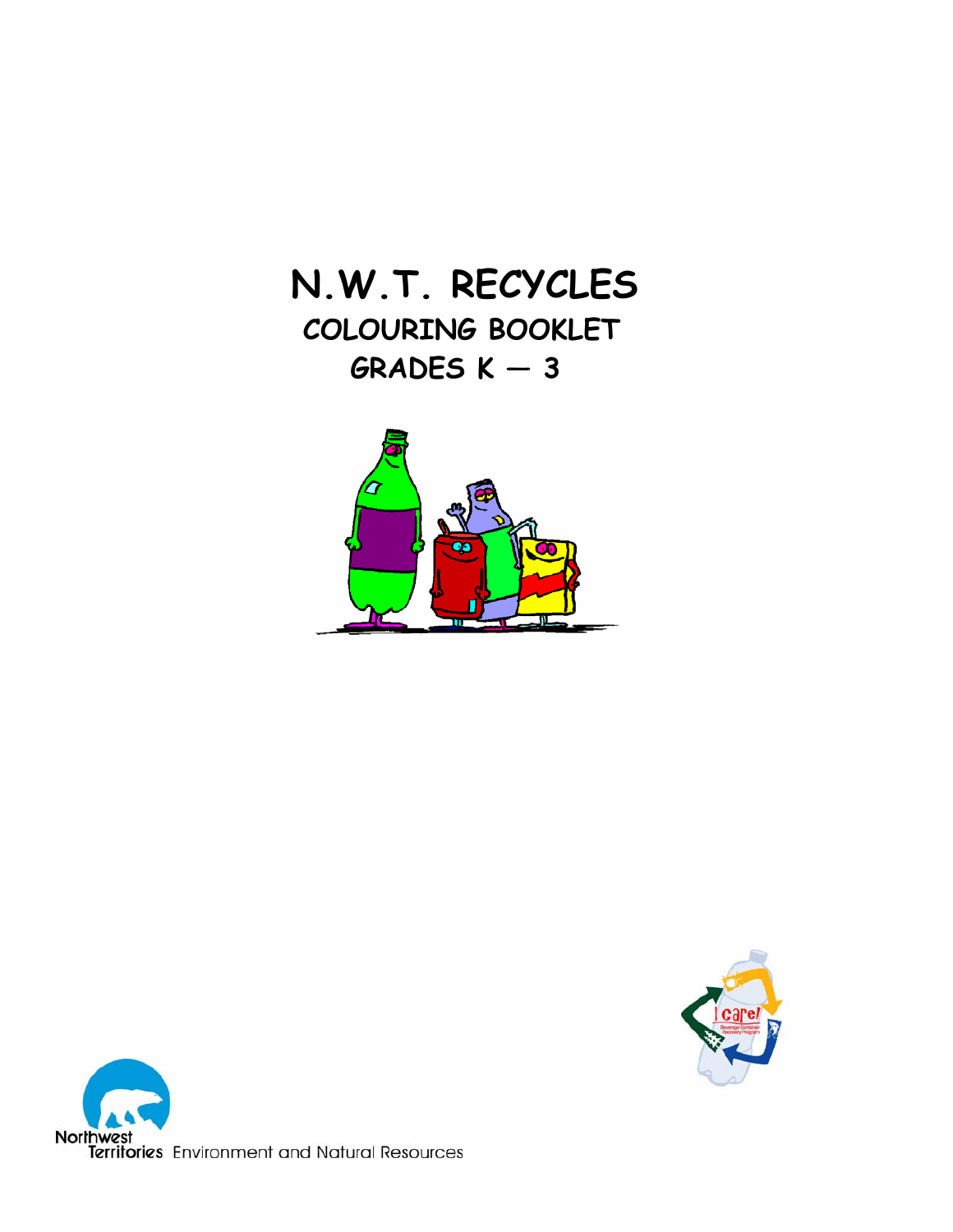# N.W.T. RECYCLES

## COLOURING BOOKLET

## GRADES K — 3

Northwest Territories Environment and Natural Resources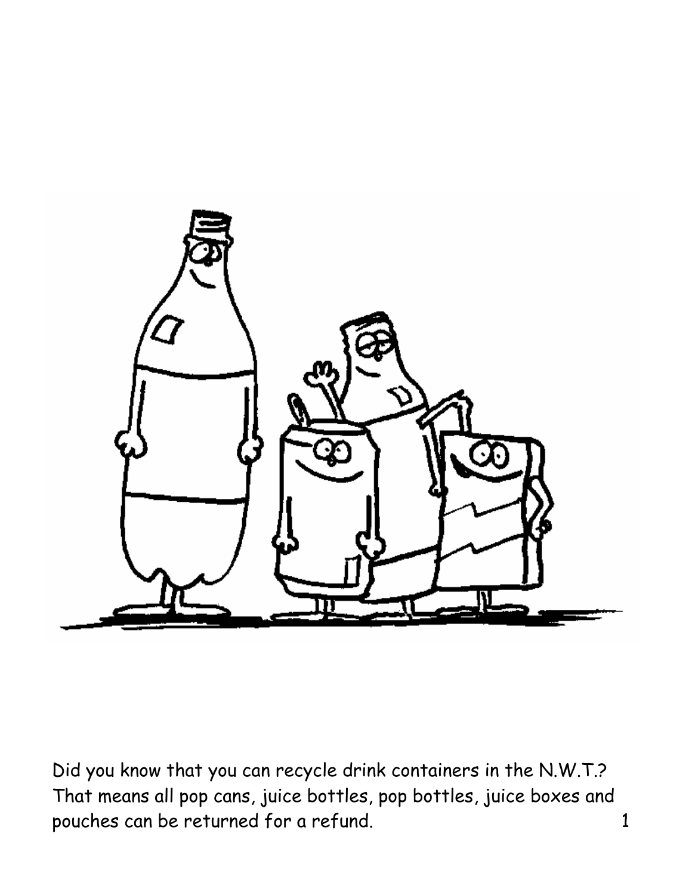Did you know that you can recycle drink containers in the N.W.T.? That means all pop cans, juice bottles, pop bottles, juice boxes and pouches can be returned for a refund.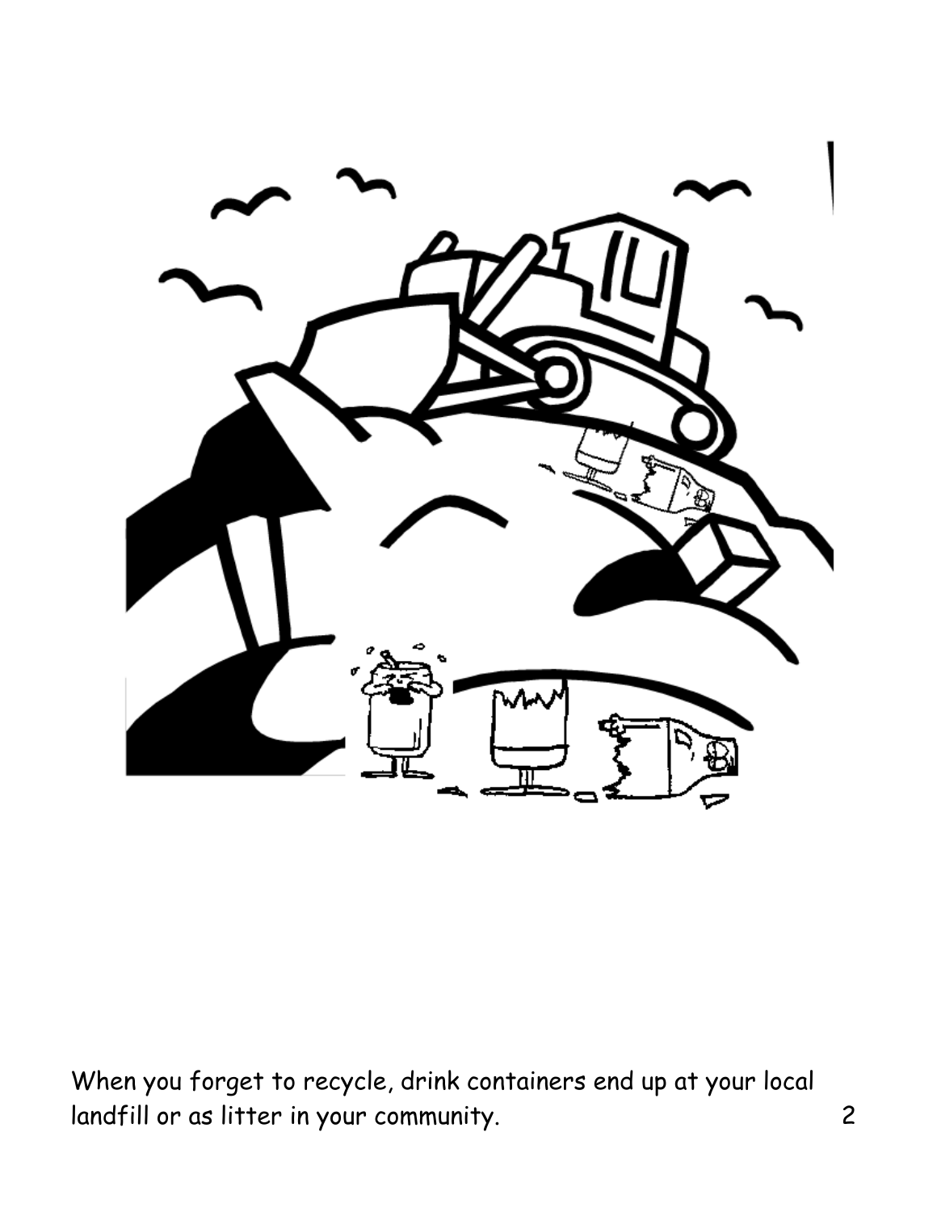When you forget to recycle, drink containers end up at your local landfill or as litter in your community.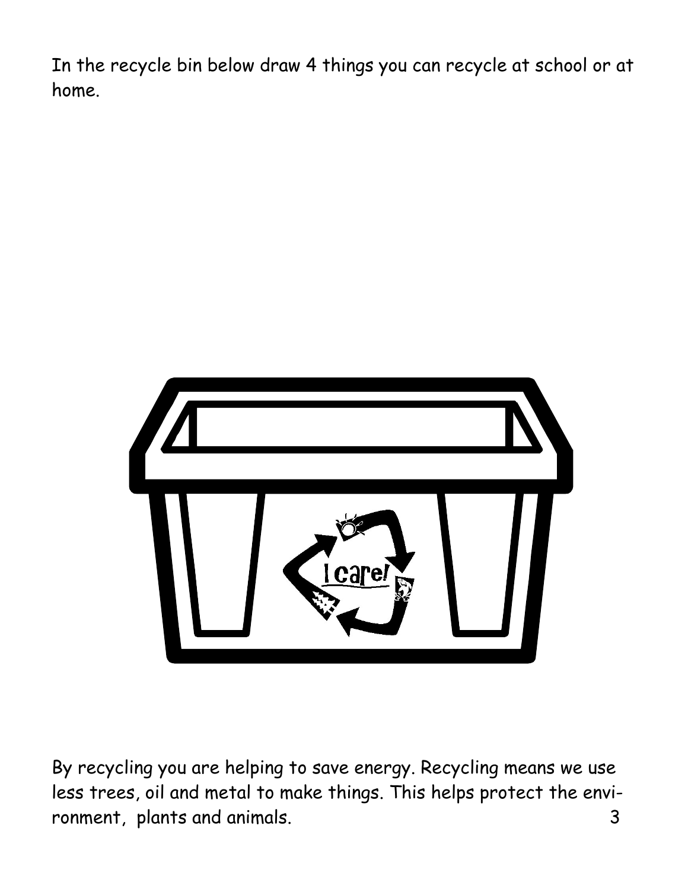In the recycle bin below draw 4 things you can recycle at school or at home.

By recycling you are helping to save energy. Recycling means we use less trees, oil and metal to make things. This helps protect the environment, plants and animals.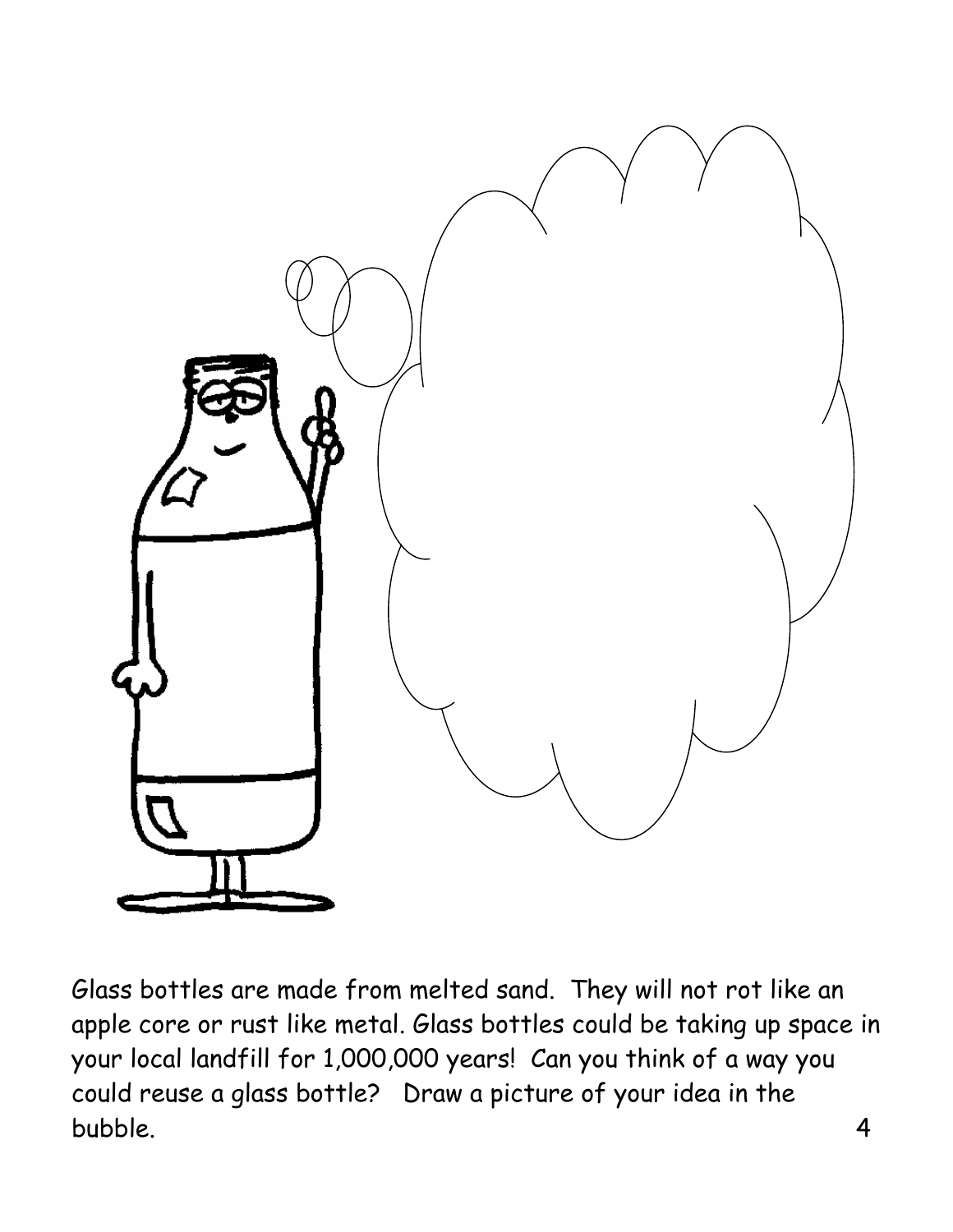Glass bottles are made from melted sand. They will not rot like an apple core or rust like metal. Glass bottles could be taking up space in your local landfill for 1,000,000 years! Can you think of a way you could reuse a glass bottle? Draw a picture of your idea in the bubble.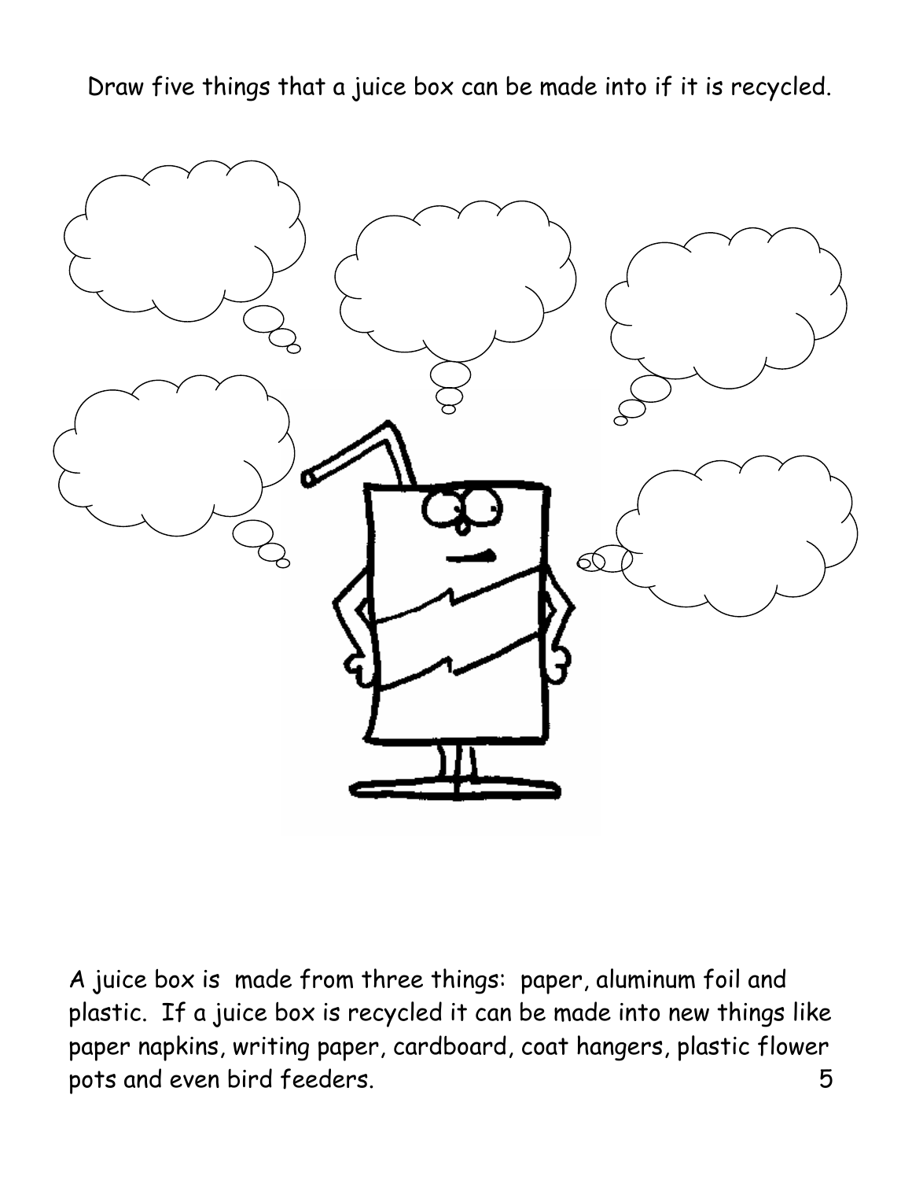Draw five things that a juice box can be made into if it is recycled.

A juice box is made from three things: paper, aluminum foil and plastic. If a juice box is recycled it can be made into new things like paper napkins, writing paper, cardboard, coat hangers, plastic flower pots and even bird feeders.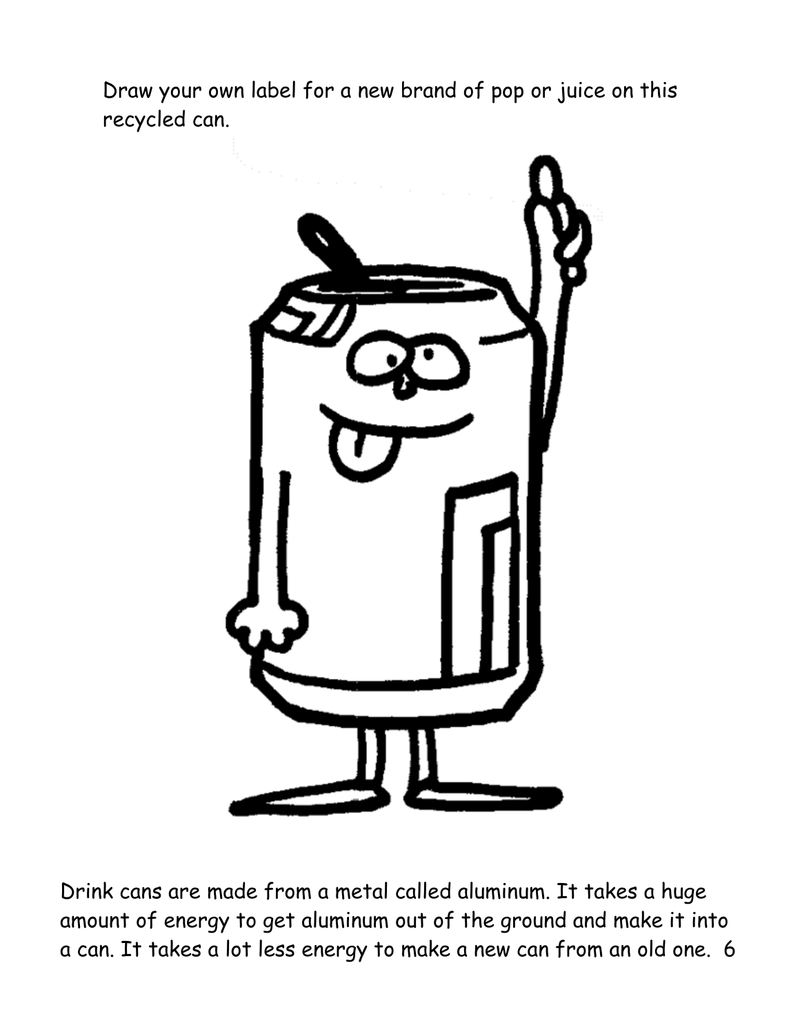Draw your own label for a new brand of pop or juice on this recycled can.

Drink cans are made from a metal called aluminum. It takes a huge amount of energy to get aluminum out of the ground and make it into a can. It takes a lot less energy to make a new can from an old one.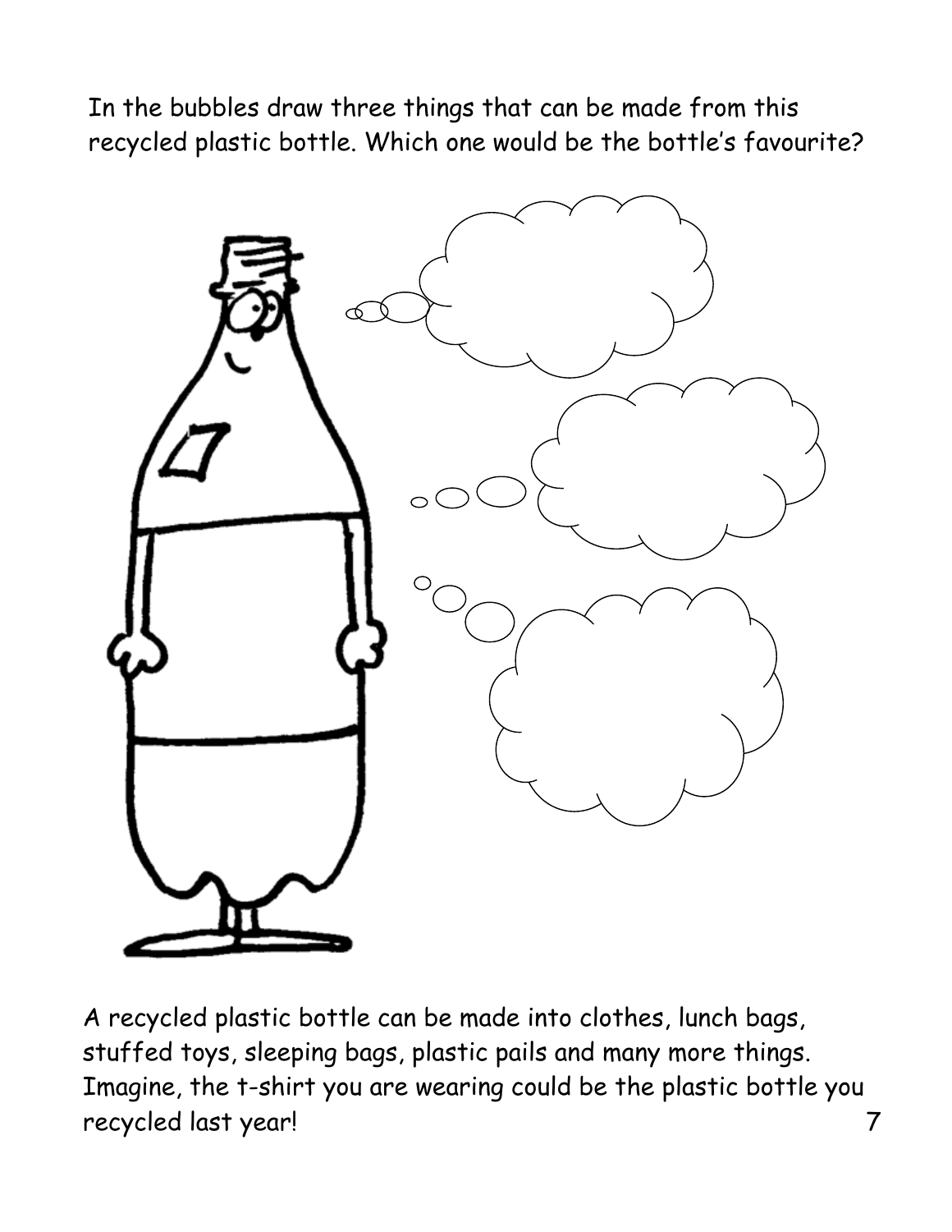In the bubbles draw three things that can be made from this recycled plastic bottle. Which one would be the bottle's favourite?

A recycled plastic bottle can be made into clothes, lunch bags, stuffed toys, sleeping bags, plastic pails and many more things. Imagine, the t-shirt you are wearing could be the plastic bottle you recycled last year!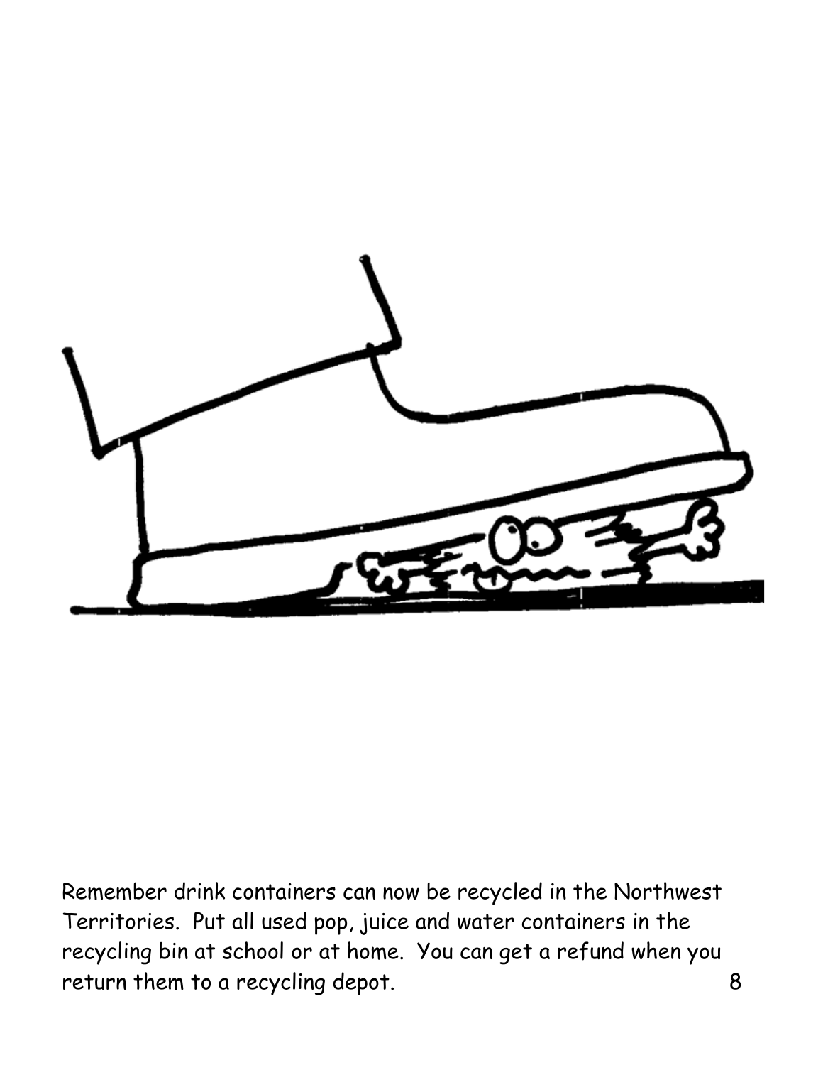Remember drink containers can now be recycled in the Northwest Territories. Put all used pop, juice and water containers in the recycling bin at school or at home. You can get a refund when you return them to a recycling depot.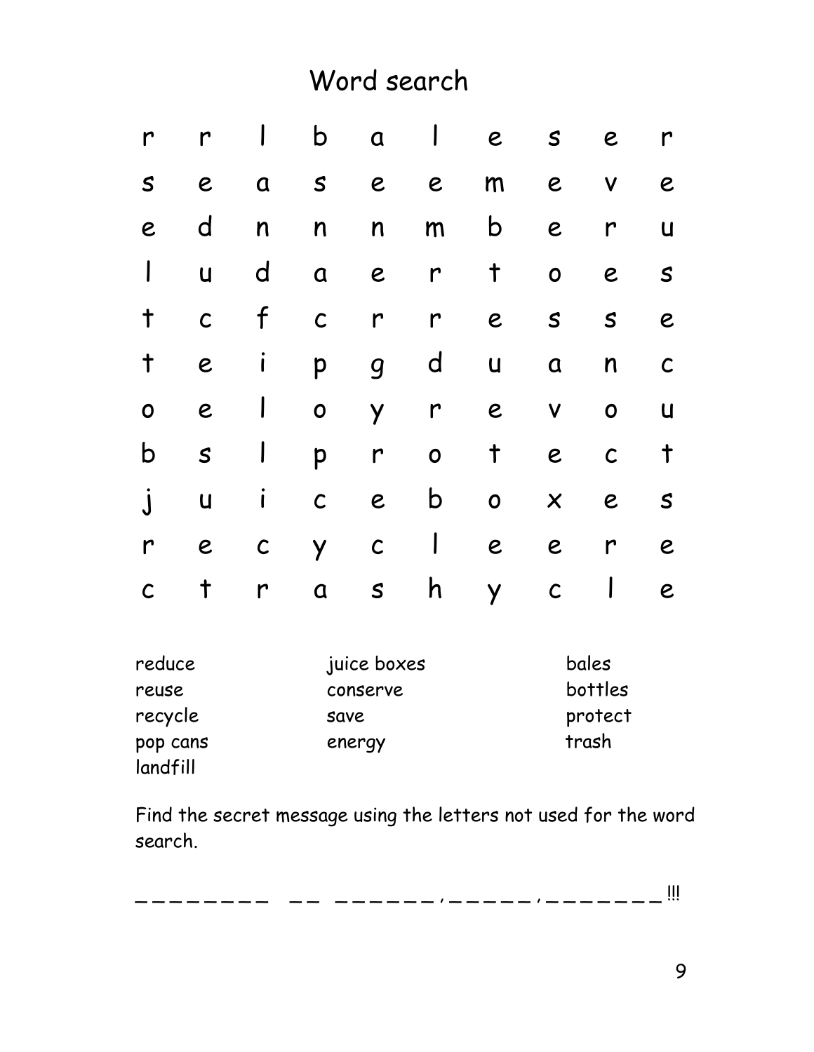# Word search

| | | | | | | | | | |
|---|---|---|---|---|---|---|---|---|---|
| r | r | l | b | a | l | e | s | e | r |
| s | e | a | s | e | e | m | e | v | e |
| e | d | n | n | n | m | b | e | r | u |
| l | u | d | a | e | r | t | o | e | s |
| t | c | f | c | r | r | e | s | s | e |
| t | e | i | p | g | d | u | a | n | c |
| o | e | l | o | y | r | e | v | o | u |
| b | s | l | p | r | o | t | e | c | t |
| j | u | i | c | e | b | o | x | e | s |
| r | e | c | y | c | l | e | e | r | e |
| c | t | r | a | s | h | y | c | l | e |

reduce
reuse
recycle
pop cans
landfill

juice boxes
conserve
save
energy

bales
bottles
protect
trash

Find the secret message using the letters not used for the word search.

_ _ _ _ _ _ _ _  _ _  _ _ _ _ _ _ , _ _ _ _ _ , _ _ _ _ _ _ _ !!!